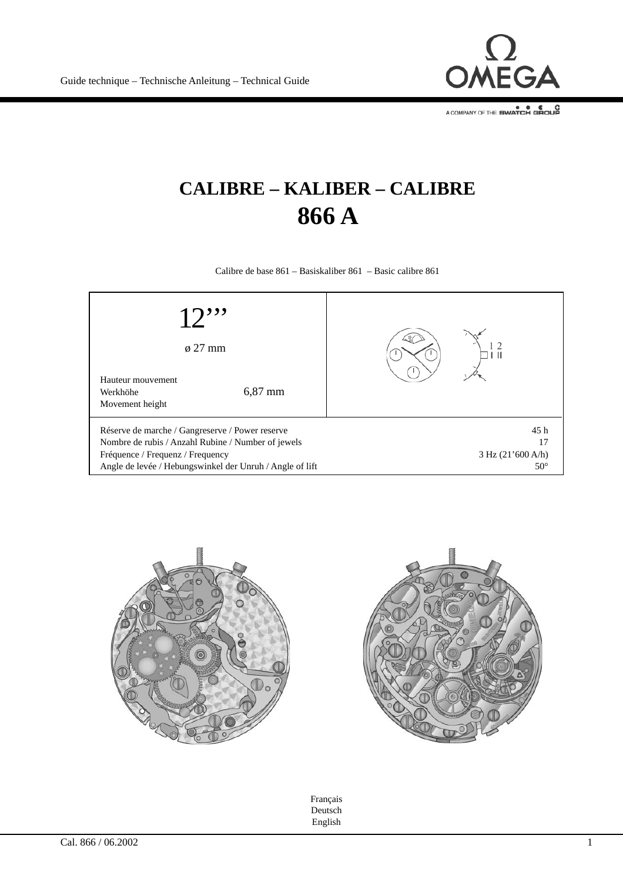Guide technique – Technische Anleitung – Technical Guide

# CALIBRE – KALIBER – CALIBRE
# 866 A

Calibre de base 861 – Basiskaliber 861 – Basic calibre 861

| 12''' | |
|---|---|
| ø 27 mm | |
| Hauteur mouvement / Werkhöhe / Movement height: 6,87 mm | |

| | |
|---|---|
| Réserve de marche / Gangreserve / Power reserve | 45 h |
| Nombre de rubis / Anzahl Rubine / Number of jewels | 17 |
| Fréquence / Frequenz / Frequency | 3 Hz (21'600 A/h) |
| Angle de levée / Hebungswinkel der Unruh / Angle of lift | 50° |

Français
Deutsch
English

Cal. 866 / 06.2002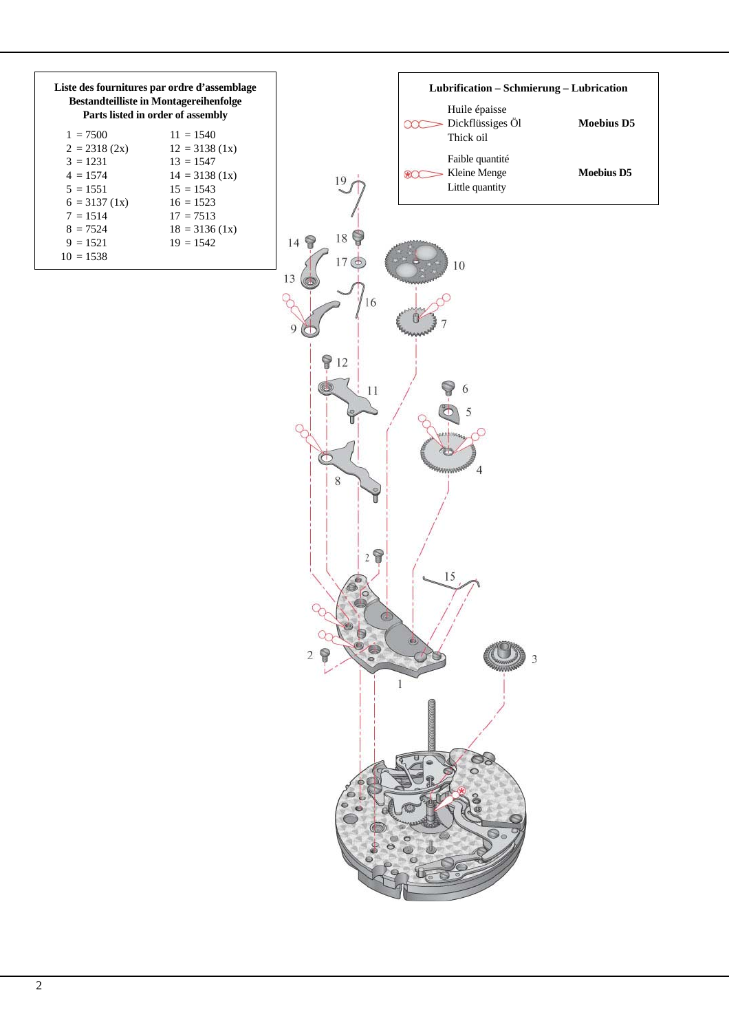**Liste des fournitures par ordre d'assemblage**
**Bestandteilliste in Montagereihenfolge**
**Parts listed in order of assembly**

| | |
|---|---|
| 1 = 7500 | 11 = 1540 |
| 2 = 2318 (2x) | 12 = 3138 (1x) |
| 3 = 1231 | 13 = 1547 |
| 4 = 1574 | 14 = 3138 (1x) |
| 5 = 1551 | 15 = 1543 |
| 6 = 3137 (1x) | 16 = 1523 |
| 7 = 1514 | 17 = 7513 |
| 8 = 7524 | 18 = 3136 (1x) |
| 9 = 1521 | 19 = 1542 |
| 10 = 1538 | |

**Lubrification – Schmierung – Lubrication**

| | |
|---|---|
| Huile épaisse<br>Dickflüssiges Öl<br>Thick oil | **Moebius D5** |
| Faible quantité<br>Kleine Menge<br>Little quantity | **Moebius D5** |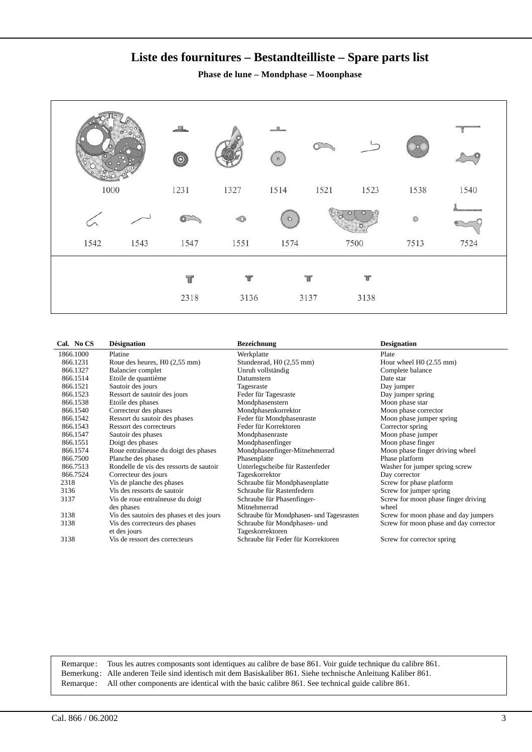# Liste des fournitures – Bestandteilliste – Spare parts list

### Phase de lune – Mondphase – Moonphase

1000 1231 1327 1514 1521 1523 1538 1540

1542 1543 1547 1551 1574 7500 7513 7524

2318 3136 3137 3138

| Cal. No CS | Désignation | Bezeichnung | Designation |
|---|---|---|---|
| 1866.1000 | Platine | Werkplatte | Plate |
| 866.1231 | Roue des heures, H0 (2,55 mm) | Stundenrad, H0 (2,55 mm) | Hour wheel H0 (2.55 mm) |
| 866.1327 | Balancier complet | Unruh vollständig | Complete balance |
| 866.1514 | Etoile de quantième | Datumstern | Date star |
| 866.1521 | Sautoir des jours | Tagesraste | Day jumper |
| 866.1523 | Ressort de sautoir des jours | Feder für Tagesraste | Day jumper spring |
| 866.1538 | Etoile des phases | Mondphasenstern | Moon phase star |
| 866.1540 | Correcteur des phases | Mondphasenkorrektor | Moon phase corrector |
| 866.1542 | Ressort du sautoir des phases | Feder für Mondphasenraste | Moon phase jumper spring |
| 866.1543 | Ressort des correcteurs | Feder für Korrektoren | Corrector spring |
| 866.1547 | Sautoir des phases | Mondphasenraste | Moon phase jumper |
| 866.1551 | Doigt des phases | Mondphasenfinger | Moon phase finger |
| 866.1574 | Roue entraîneuse du doigt des phases | Mondphasenfinger-Mitnehmerrad | Moon phase finger driving wheel |
| 866.7500 | Planche des phases | Phasenplatte | Phase platform |
| 866.7513 | Rondelle de vis des ressorts de sautoir | Unterlegscheibe für Rastenfeder | Washer for jumper spring screw |
| 866.7524 | Correcteur des jours | Tageskorrektor | Day corrector |
| 2318 | Vis de planche des phases | Schraube für Mondphasenplatte | Screw for phase platform |
| 3136 | Vis des ressorts de sautoir | Schraube für Rastenfedern | Screw for jumper spring |
| 3137 | Vis de roue entraîneuse du doigt des phases | Schraube für Phasenfinger-Mitnehmerrad | Screw for moon phase finger driving wheel |
| 3138 | Vis des sautoirs des phases et des jours | Schraube für Mondphasen- und Tagesrasten | Screw for moon phase and day jumpers |
| 3138 | Vis des correcteurs des phases et des jours | Schraube für Mondphasen- und Tageskorrektoren | Screw for moon phase and day corrector |
| 3138 | Vis de ressort des correcteurs | Schraube für Feder für Korrektoren | Screw for corrector spring |

Remarque : Tous les autres composants sont identiques au calibre de base 861. Voir guide technique du calibre 861.
Bemerkung : Alle anderen Teile sind identisch mit dem Basiskaliber 861. Siehe technische Anleitung Kaliber 861.
Remarque : All other components are identical with the basic calibre 861. See technical guide calibre 861.

Cal. 866 / 06.2002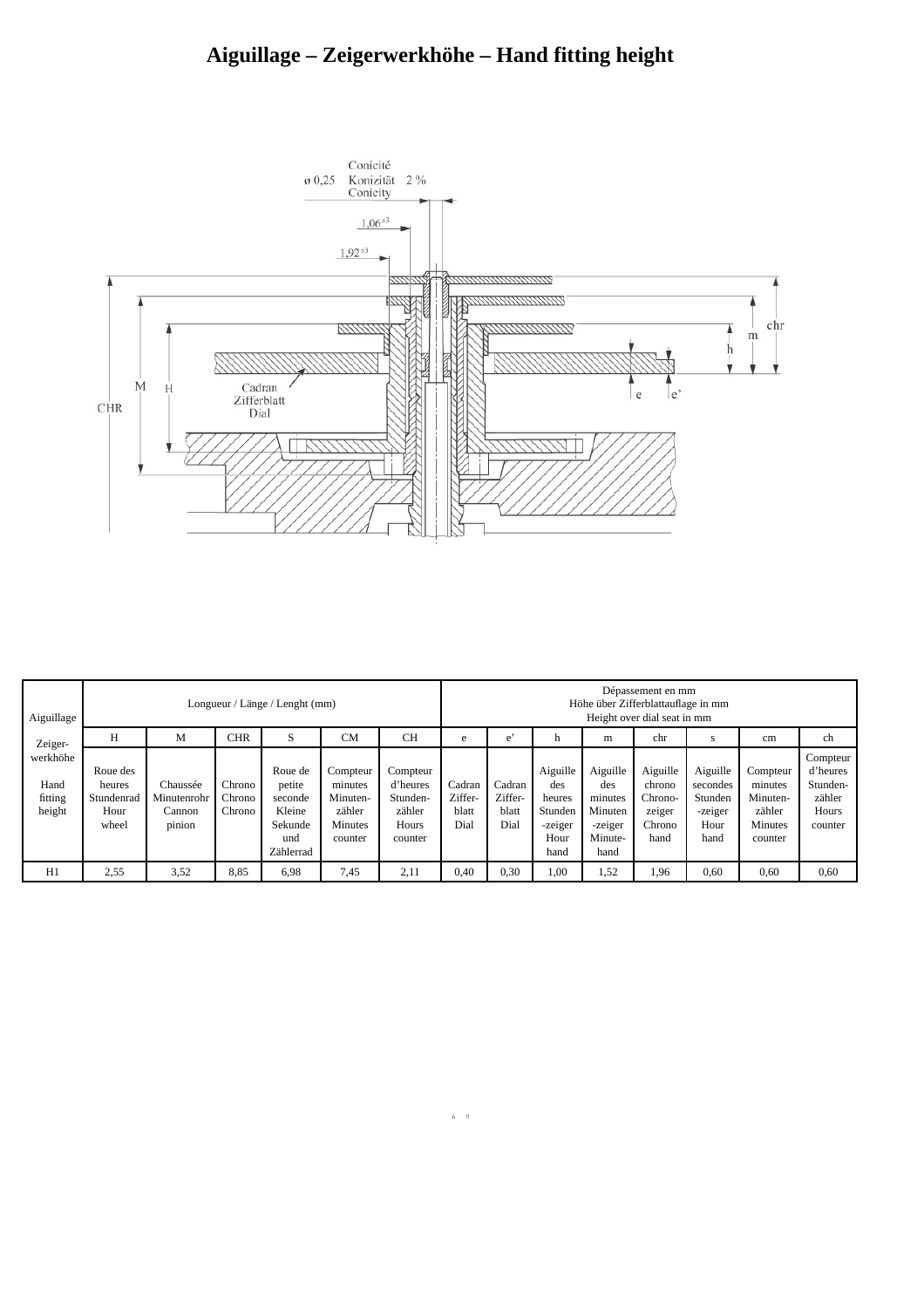# Aiguillage – Zeigerwerkhöhe – Hand fitting height

Conicité
ø 0,25 Konizität 2 %
Conicity

$1{,}06^{\pm 3}$

$1{,}92^{\pm 3}$

Cadran
Zifferblatt
Dial

CHR

M

H

chr

m

h

e

e'

| Aiguillage<br><br>Zeiger-werkhöhe<br><br>Hand fitting height | Longueur / Länge / Lenght (mm) | | | | | | Dépassement en mm<br>Höhe über Zifferblattauflage in mm<br>Height over dial seat in mm | | | | | | | |
|---|---|---|---|---|---|---|---|---|---|---|---|---|---|---|
| | H | M | CHR | S | CM | CH | e | e' | h | m | chr | s | cm | ch |
| | Roue des heures Stundenrad Hour wheel | Chaussée Minutenrohr Cannon pinion | Chrono Chrono Chrono | Roue de petite seconde Kleine Sekunde und Zählerrad | Compteur minutes Minuten-zähler Minutes counter | Compteur d'heures Stunden-zähler Hours counter | Cadran Ziffer-blatt Dial | Cadran Ziffer-blatt Dial | Aiguille des heures Stunden-zeiger Hour hand | Aiguille des minutes Minuten-zeiger Minute-hand | Aiguille chrono Chrono-zeiger Chrono hand | Aiguille secondes Stunden-zeiger Hour hand | Compteur minutes Minuten-zähler Minutes counter | Compteur d'heures Stunden-zähler Hours counter |
| H1 | 2,55 | 3,52 | 8,85 | 6,98 | 7,45 | 2,11 | 0,40 | 0,30 | 1,00 | 1,52 | 1,96 | 0,60 | 0,60 | 0,60 |